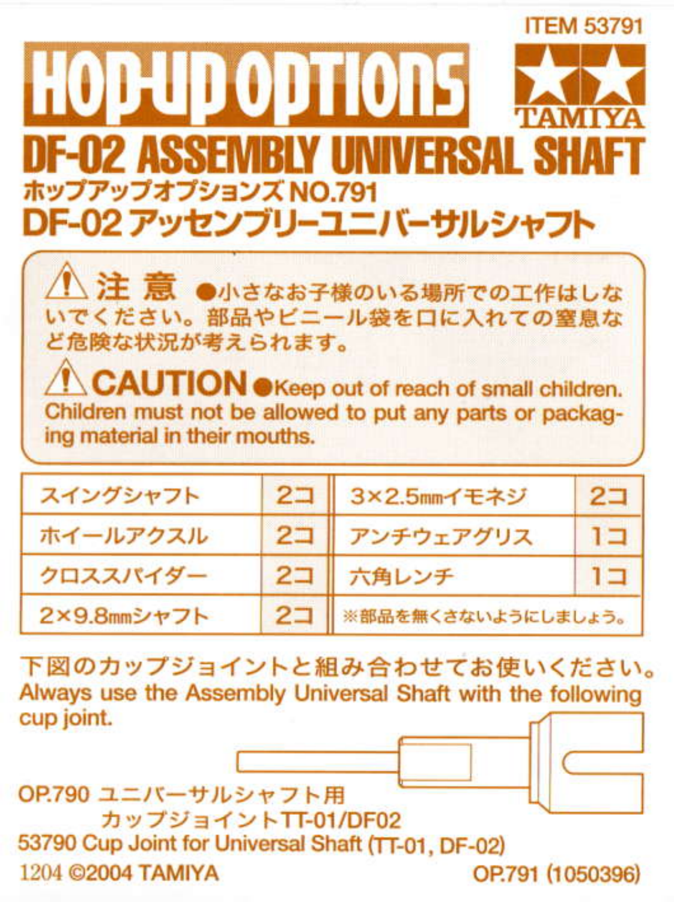ITEM 53791

# HOP-UP OPTIONS

TAMIYA

## DF-02 ASSEMBLY UNIVERSAL SHAFT

ホップアップオプションズ NO.791

## DF-02 アッセンブリーユニバーサルシャフト

⚠ **注 意** ●小さなお子様のいる場所での工作はしないでください。部品やビニール袋を口に入れての窒息など危険な状況が考えられます。

⚠ **CAUTION** ●Keep out of reach of small children. Children must not be allowed to put any parts or packaging material in their mouths.

| | | | |
|---|---|---|---|
| スイングシャフト | 2コ | 3×2.5㎜イモネジ | 2コ |
| ホイールアクスル | 2コ | アンチウェアグリス | 1コ |
| クロススパイダー | 2コ | 六角レンチ | 1コ |
| 2×9.8㎜シャフト | 2コ | ※部品を無くさないようにしましょう。 | |

下図のカップジョイントと組み合わせてお使いください。
Always use the Assembly Universal Shaft with the following cup joint.

OP.790 ユニバーサルシャフト用
カップジョイントTT-01/DF02
53790 Cup Joint for Universal Shaft (TT-01, DF-02)

1204 ©2004 TAMIYA

OP.791 (1050396)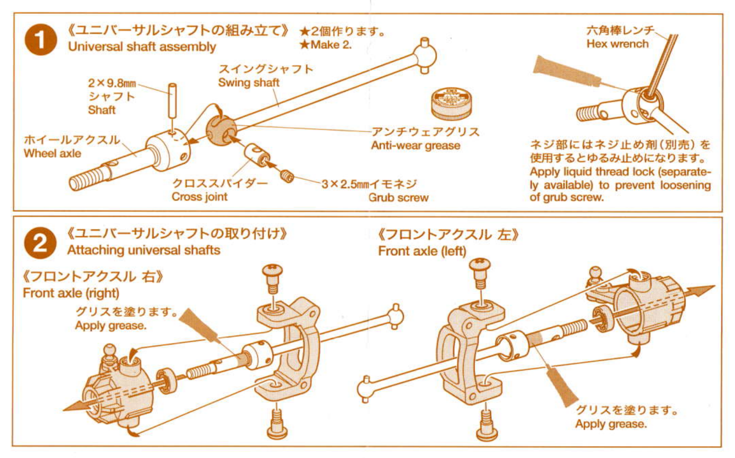## 1 《ユニバーサルシャフトの組み立て》 Universal shaft assembly

★2個作ります。
★Make 2.

2×9.8mm シャフト
Shaft

スイングシャフト
Swing shaft

ホイールアクスル
Wheel axle

アンチウェアグリス
Anti-wear grease

クロススパイダー
Cross joint

3×2.5mmイモネジ
Grub screw

六角棒レンチ
Hex wrench

ネジ部にはネジ止め剤（別売）を使用するとゆるみ止めになります。
Apply liquid thread lock (separately available) to prevent loosening of grub screw.

## 2 《ユニバーサルシャフトの取り付け》 Attaching universal shafts

《フロントアクスル 右》
Front axle (right)

グリスを塗ります。
Apply grease.

《フロントアクスル 左》
Front axle (left)

グリスを塗ります。
Apply grease.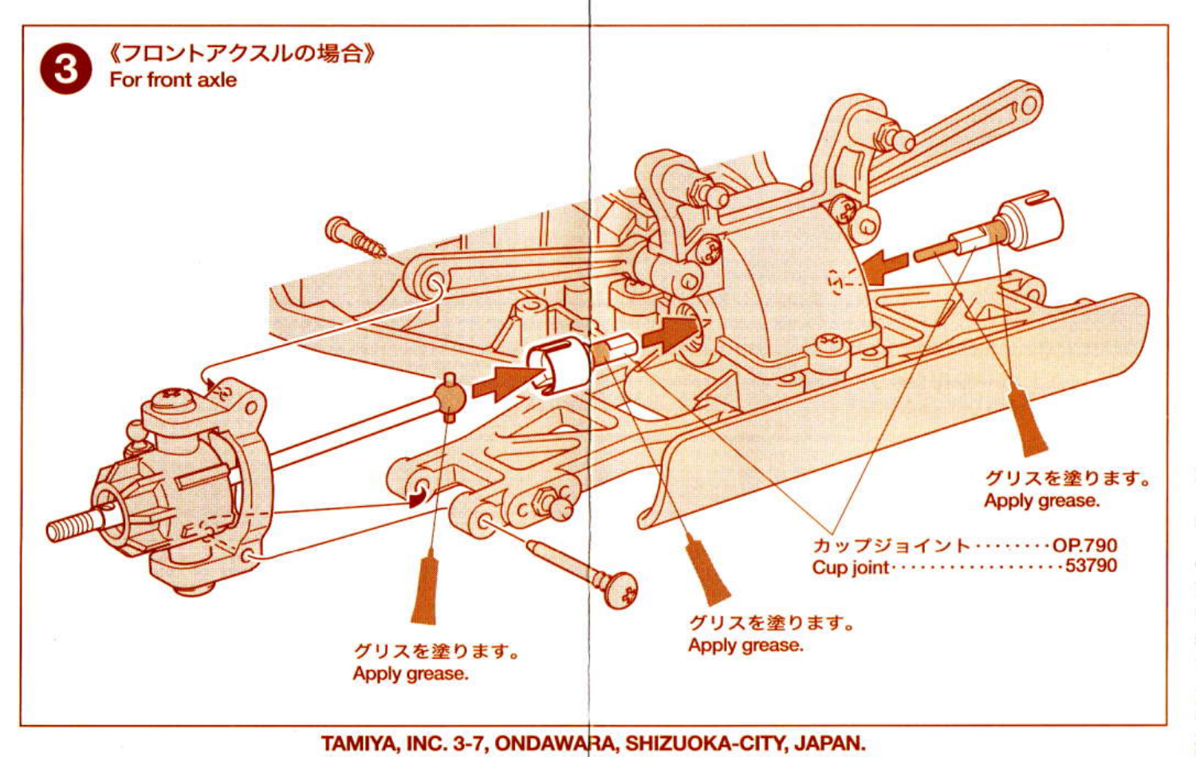## 3 《フロントアクスルの場合》 For front axle

グリスを塗ります。
Apply grease.

グリスを塗ります。
Apply grease.

グリスを塗ります。
Apply grease.

カップジョイント・・・・・・・・OP.790
Cup joint・・・・・・・・・・・・・・・・・53790

TAMIYA, INC. 3-7, ONDAWARA, SHIZUOKA-CITY, JAPAN.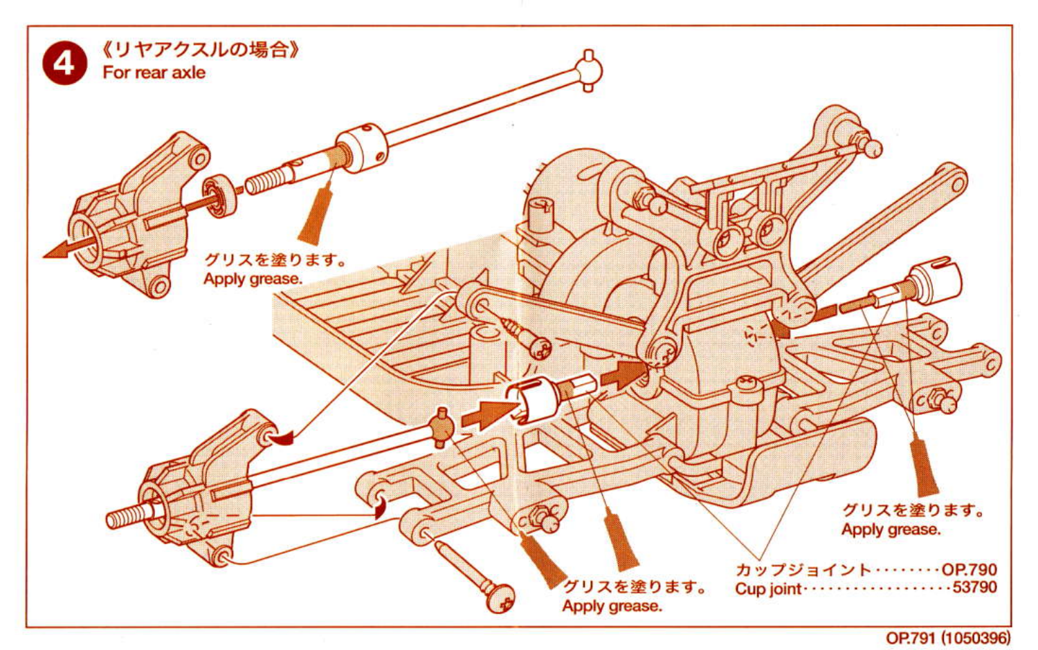## 4 《リヤアクスルの場合》
For rear axle

グリスを塗ります。
Apply grease.

グリスを塗ります。
Apply grease.

グリスを塗ります。
Apply grease.

カップジョイント・・・・・・・・OP.790
Cup joint・・・・・・・・・・・・・・・・・・・53790

OP.791 (1050396)